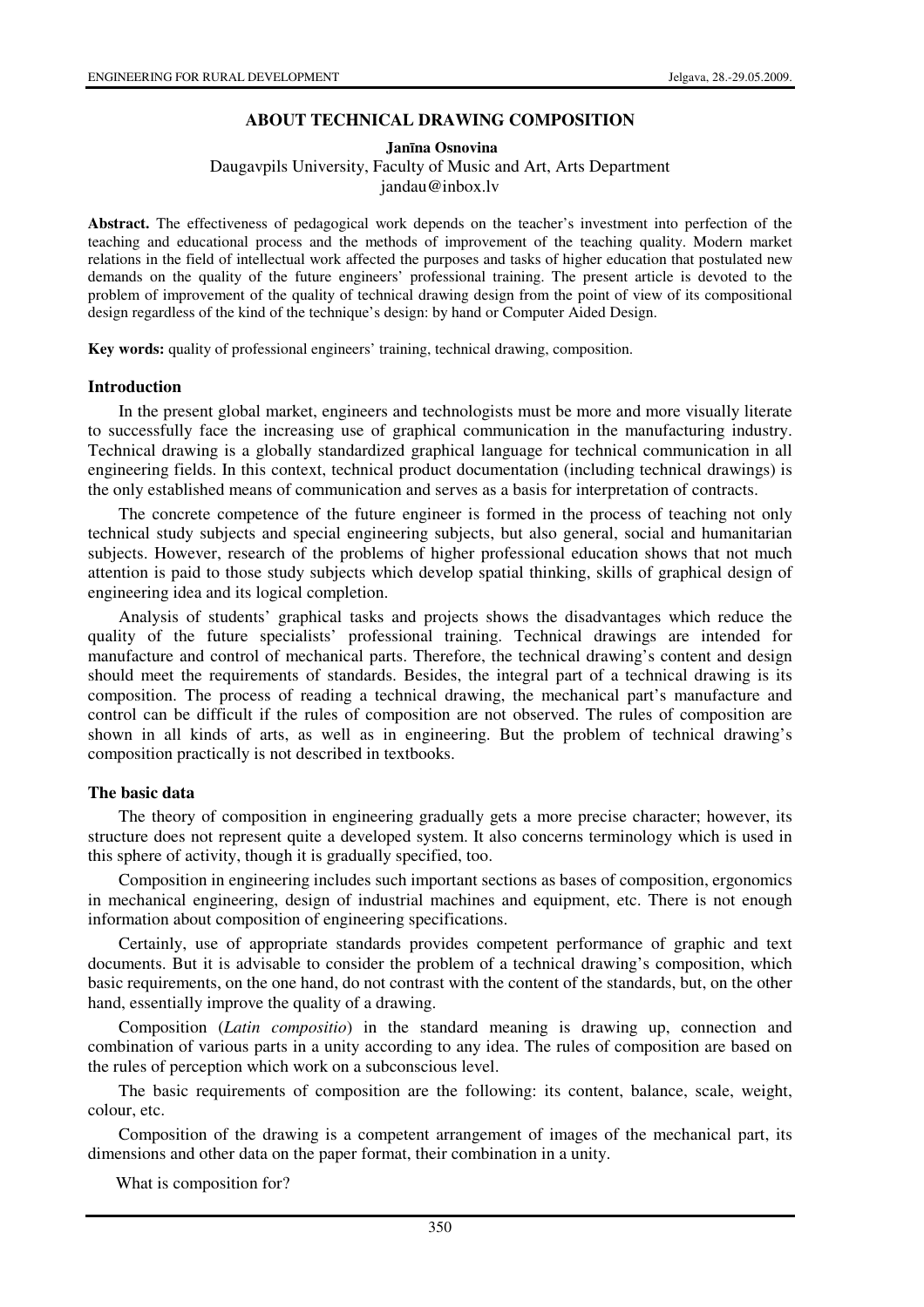# ABOUT TECHNICAL DRAWING COMPOSITION

**Janīna Osnovina**
Daugavpils University, Faculty of Music and Art, Arts Department
jandau@inbox.lv

**Abstract.** The effectiveness of pedagogical work depends on the teacher's investment into perfection of the teaching and educational process and the methods of improvement of the teaching quality. Modern market relations in the field of intellectual work affected the purposes and tasks of higher education that postulated new demands on the quality of the future engineers' professional training. The present article is devoted to the problem of improvement of the quality of technical drawing design from the point of view of its compositional design regardless of the kind of the technique's design: by hand or Computer Aided Design.

**Key words:** quality of professional engineers' training, technical drawing, composition.

## Introduction

In the present global market, engineers and technologists must be more and more visually literate to successfully face the increasing use of graphical communication in the manufacturing industry. Technical drawing is a globally standardized graphical language for technical communication in all engineering fields. In this context, technical product documentation (including technical drawings) is the only established means of communication and serves as a basis for interpretation of contracts.

The concrete competence of the future engineer is formed in the process of teaching not only technical study subjects and special engineering subjects, but also general, social and humanitarian subjects. However, research of the problems of higher professional education shows that not much attention is paid to those study subjects which develop spatial thinking, skills of graphical design of engineering idea and its logical completion.

Analysis of students' graphical tasks and projects shows the disadvantages which reduce the quality of the future specialists' professional training. Technical drawings are intended for manufacture and control of mechanical parts. Therefore, the technical drawing's content and design should meet the requirements of standards. Besides, the integral part of a technical drawing is its composition. The process of reading a technical drawing, the mechanical part's manufacture and control can be difficult if the rules of composition are not observed. The rules of composition are shown in all kinds of arts, as well as in engineering. But the problem of technical drawing's composition practically is not described in textbooks.

## The basic data

The theory of composition in engineering gradually gets a more precise character; however, its structure does not represent quite a developed system. It also concerns terminology which is used in this sphere of activity, though it is gradually specified, too.

Composition in engineering includes such important sections as bases of composition, ergonomics in mechanical engineering, design of industrial machines and equipment, etc. There is not enough information about composition of engineering specifications.

Certainly, use of appropriate standards provides competent performance of graphic and text documents. But it is advisable to consider the problem of a technical drawing's composition, which basic requirements, on the one hand, do not contrast with the content of the standards, but, on the other hand, essentially improve the quality of a drawing.

Composition (*Latin compositio*) in the standard meaning is drawing up, connection and combination of various parts in a unity according to any idea. The rules of composition are based on the rules of perception which work on a subconscious level.

The basic requirements of composition are the following: its content, balance, scale, weight, colour, etc.

Composition of the drawing is a competent arrangement of images of the mechanical part, its dimensions and other data on the paper format, their combination in a unity.

What is composition for?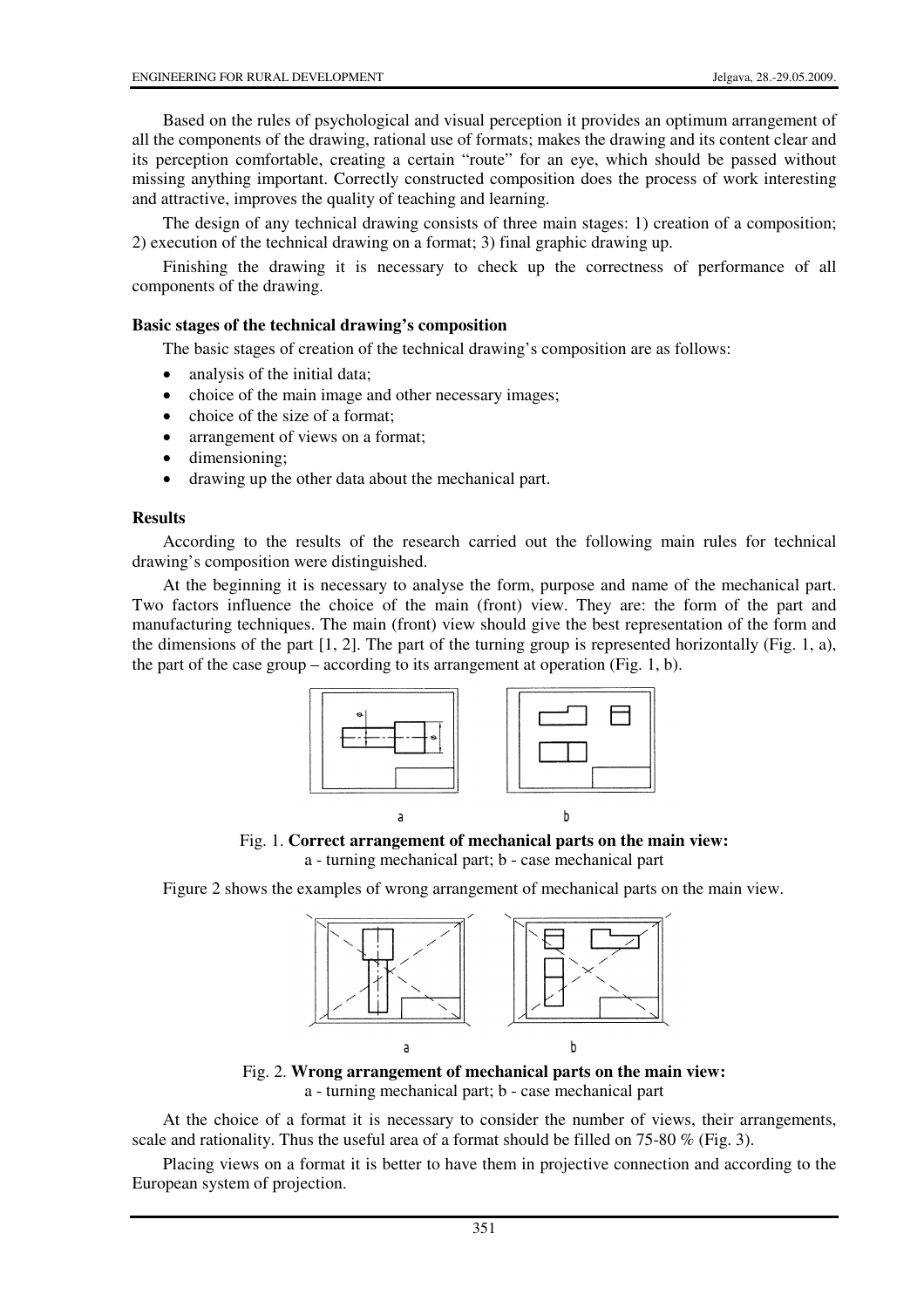Based on the rules of psychological and visual perception it provides an optimum arrangement of all the components of the drawing, rational use of formats; makes the drawing and its content clear and its perception comfortable, creating a certain "route" for an eye, which should be passed without missing anything important. Correctly constructed composition does the process of work interesting and attractive, improves the quality of teaching and learning.

The design of any technical drawing consists of three main stages: 1) creation of a composition; 2) execution of the technical drawing on a format; 3) final graphic drawing up.

Finishing the drawing it is necessary to check up the correctness of performance of all components of the drawing.

### Basic stages of the technical drawing's composition

The basic stages of creation of the technical drawing's composition are as follows:

- analysis of the initial data;
- choice of the main image and other necessary images;
- choice of the size of a format;
- arrangement of views on a format;
- dimensioning;
- drawing up the other data about the mechanical part.

### Results

According to the results of the research carried out the following main rules for technical drawing's composition were distinguished.

At the beginning it is necessary to analyse the form, purpose and name of the mechanical part. Two factors influence the choice of the main (front) view. They are: the form of the part and manufacturing techniques. The main (front) view should give the best representation of the form and the dimensions of the part [1, 2]. The part of the turning group is represented horizontally (Fig. 1, a), the part of the case group – according to its arrangement at operation (Fig. 1, b).

Fig. 1. **Correct arrangement of mechanical parts on the main view:**
a - turning mechanical part; b - case mechanical part

Figure 2 shows the examples of wrong arrangement of mechanical parts on the main view.

Fig. 2. **Wrong arrangement of mechanical parts on the main view:**
a - turning mechanical part; b - case mechanical part

At the choice of a format it is necessary to consider the number of views, their arrangements, scale and rationality. Thus the useful area of a format should be filled on 75-80 % (Fig. 3).

Placing views on a format it is better to have them in projective connection and according to the European system of projection.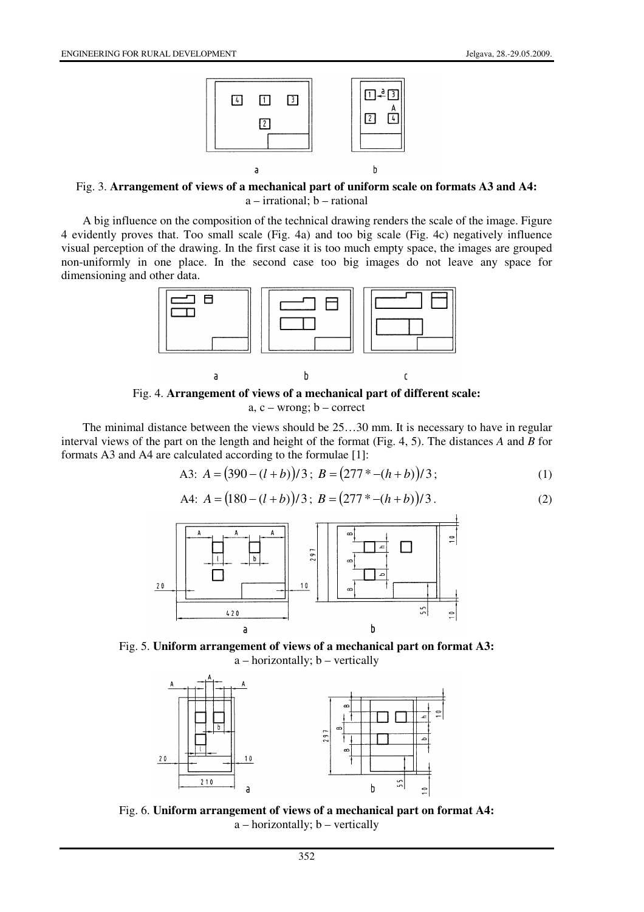Fig. 3. **Arrangement of views of a mechanical part of uniform scale on formats A3 and A4:**
a – irrational; b – rational

A big influence on the composition of the technical drawing renders the scale of the image. Figure 4 evidently proves that. Too small scale (Fig. 4a) and too big scale (Fig. 4c) negatively influence visual perception of the drawing. In the first case it is too much empty space, the images are grouped non-uniformly in one place. In the second case too big images do not leave any space for dimensioning and other data.

Fig. 4. **Arrangement of views of a mechanical part of different scale:**
a, c – wrong; b – correct

The minimal distance between the views should be 25…30 mm. It is necessary to have in regular interval views of the part on the length and height of the format (Fig. 4, 5). The distances *A* and *B* for formats A3 and A4 are calculated according to the formulae [1]:

$$\text{A3: } A = \left(390 - (l + b)\right)/3\,;\ B = \left(277 * - (h + b)\right)/3\,; \tag{1}$$

$$\text{A4: } A = \left(180 - (l + b)\right)/3\,;\ B = \left(277 * - (h + b)\right)/3\,. \tag{2}$$

Fig. 5. **Uniform arrangement of views of a mechanical part on format A3:**
a – horizontally; b – vertically

Fig. 6. **Uniform arrangement of views of a mechanical part on format A4:**
a – horizontally; b – vertically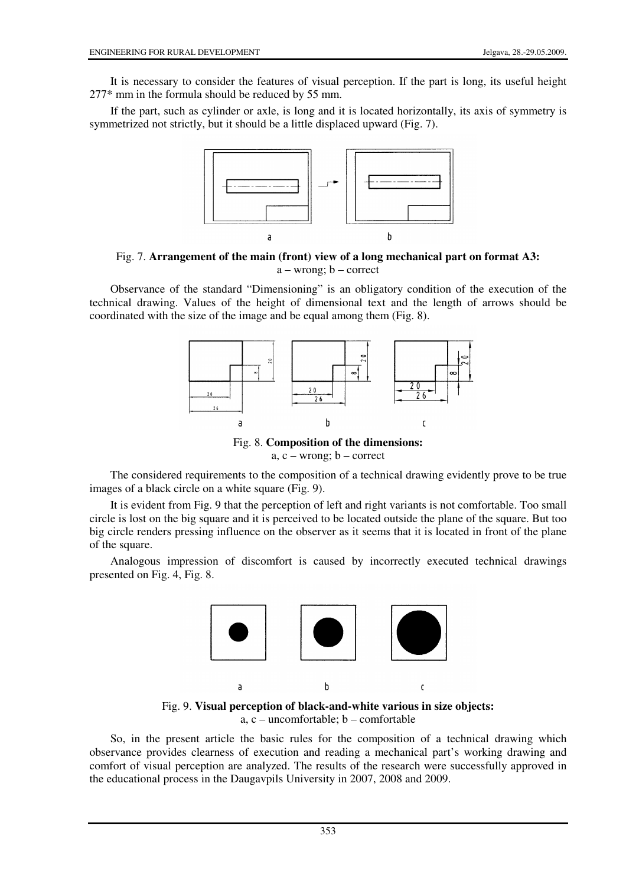It is necessary to consider the features of visual perception. If the part is long, its useful height 277* mm in the formula should be reduced by 55 mm.

If the part, such as cylinder or axle, is long and it is located horizontally, its axis of symmetry is symmetrized not strictly, but it should be a little displaced upward (Fig. 7).

Fig. 7. **Arrangement of the main (front) view of a long mechanical part on format A3:** a – wrong; b – correct

Observance of the standard "Dimensioning" is an obligatory condition of the execution of the technical drawing. Values of the height of dimensional text and the length of arrows should be coordinated with the size of the image and be equal among them (Fig. 8).

Fig. 8. **Composition of the dimensions:** a, c – wrong; b – correct

The considered requirements to the composition of a technical drawing evidently prove to be true images of a black circle on a white square (Fig. 9).

It is evident from Fig. 9 that the perception of left and right variants is not comfortable. Too small circle is lost on the big square and it is perceived to be located outside the plane of the square. But too big circle renders pressing influence on the observer as it seems that it is located in front of the plane of the square.

Analogous impression of discomfort is caused by incorrectly executed technical drawings presented on Fig. 4, Fig. 8.

Fig. 9. **Visual perception of black-and-white various in size objects:** a, c – uncomfortable; b – comfortable

So, in the present article the basic rules for the composition of a technical drawing which observance provides clearness of execution and reading a mechanical part's working drawing and comfort of visual perception are analyzed. The results of the research were successfully approved in the educational process in the Daugavpils University in 2007, 2008 and 2009.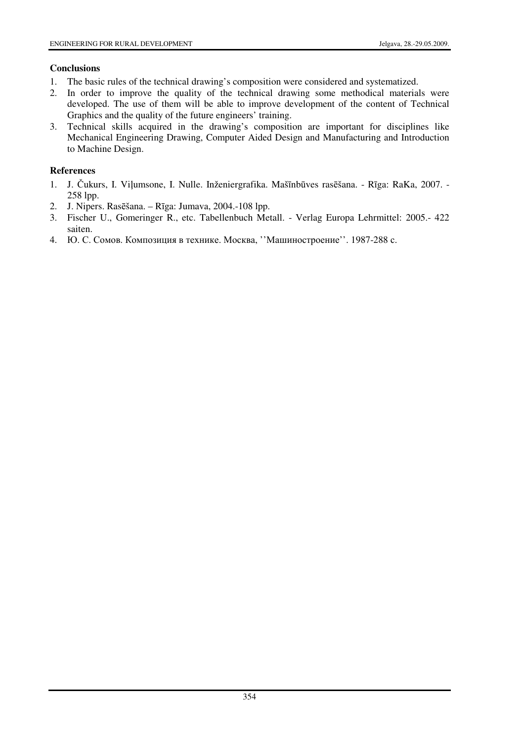**Conclusions**

1. The basic rules of the technical drawing's composition were considered and systematized.
2. In order to improve the quality of the technical drawing some methodical materials were developed. The use of them will be able to improve development of the content of Technical Graphics and the quality of the future engineers' training.
3. Technical skills acquired in the drawing's composition are important for disciplines like Mechanical Engineering Drawing, Computer Aided Design and Manufacturing and Introduction to Machine Design.

**References**

1. J. Čukurs, I. Viļumsone, I. Nulle. Inženiergrafika. Mašīnbūves rasēšana. - Rīga: RaKa, 2007. - 258 lpp.
2. J. Nipers. Rasēšana. – Rīga: Jumava, 2004.-108 lpp.
3. Fischer U., Gomeringer R., etc. Tabellenbuch Metall. - Verlag Europa Lehrmittel: 2005.- 422 saiten.
4. Ю. С. Сомов. Композиция в технике. Москва, ''Машиностроение''. 1987-288 с.